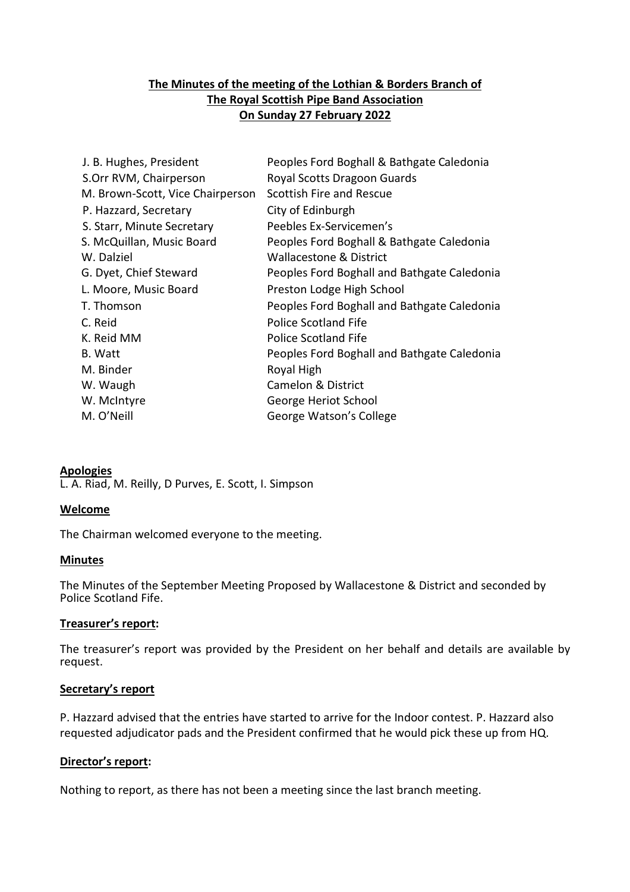**The Minutes of the meeting of the Lothian & Borders Branch of The Royal Scottish Pipe Band Association On Sunday 27 February 2022**

| | |
|---|---|
| J. B. Hughes, President | Peoples Ford Boghall & Bathgate Caledonia |
| S.Orr RVM, Chairperson | Royal Scotts Dragoon Guards |
| M. Brown-Scott, Vice Chairperson | Scottish Fire and Rescue |
| P. Hazzard, Secretary | City of Edinburgh |
| S. Starr, Minute Secretary | Peebles Ex-Servicemen's |
| S. McQuillan, Music Board | Peoples Ford Boghall & Bathgate Caledonia |
| W. Dalziel | Wallacestone & District |
| G. Dyet, Chief Steward | Peoples Ford Boghall and Bathgate Caledonia |
| L. Moore, Music Board | Preston Lodge High School |
| T. Thomson | Peoples Ford Boghall and Bathgate Caledonia |
| C. Reid | Police Scotland Fife |
| K. Reid MM | Police Scotland Fife |
| B. Watt | Peoples Ford Boghall and Bathgate Caledonia |
| M. Binder | Royal High |
| W. Waugh | Camelon & District |
| W. McIntyre | George Heriot School |
| M. O'Neill | George Watson's College |

**Apologies**

L. A. Riad, M. Reilly, D Purves, E. Scott, I. Simpson

**Welcome**

The Chairman welcomed everyone to the meeting.

**Minutes**

The Minutes of the September Meeting Proposed by Wallacestone & District and seconded by Police Scotland Fife.

**Treasurer's report:**

The treasurer's report was provided by the President on her behalf and details are available by request.

**Secretary's report**

P. Hazzard advised that the entries have started to arrive for the Indoor contest. P. Hazzard also requested adjudicator pads and the President confirmed that he would pick these up from HQ.

**Director's report:**

Nothing to report, as there has not been a meeting since the last branch meeting.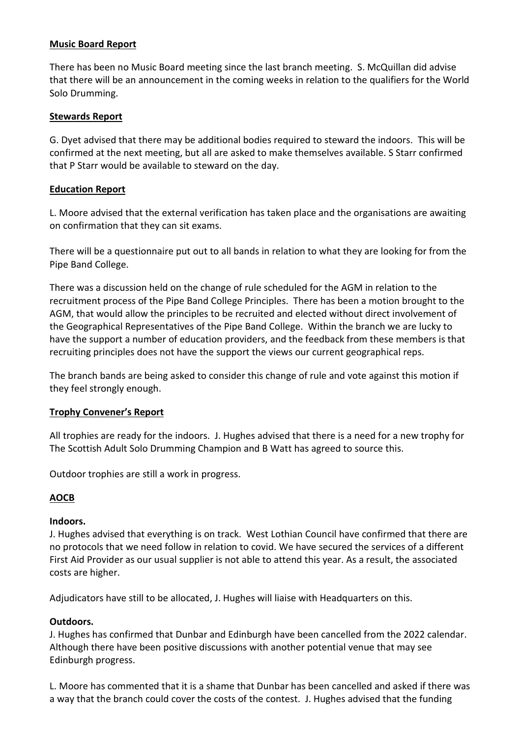## **Music Board Report**

There has been no Music Board meeting since the last branch meeting. S. McQuillan did advise that there will be an announcement in the coming weeks in relation to the qualifiers for the World Solo Drumming.

## **Stewards Report**

G. Dyet advised that there may be additional bodies required to steward the indoors. This will be confirmed at the next meeting, but all are asked to make themselves available. S Starr confirmed that P Starr would be available to steward on the day.

## **Education Report**

L. Moore advised that the external verification has taken place and the organisations are awaiting on confirmation that they can sit exams.

There will be a questionnaire put out to all bands in relation to what they are looking for from the Pipe Band College.

There was a discussion held on the change of rule scheduled for the AGM in relation to the recruitment process of the Pipe Band College Principles. There has been a motion brought to the AGM, that would allow the principles to be recruited and elected without direct involvement of the Geographical Representatives of the Pipe Band College. Within the branch we are lucky to have the support a number of education providers, and the feedback from these members is that recruiting principles does not have the support the views our current geographical reps.

The branch bands are being asked to consider this change of rule and vote against this motion if they feel strongly enough.

## **Trophy Convener's Report**

All trophies are ready for the indoors. J. Hughes advised that there is a need for a new trophy for The Scottish Adult Solo Drumming Champion and B Watt has agreed to source this.

Outdoor trophies are still a work in progress.

## **AOCB**

### **Indoors.**

J. Hughes advised that everything is on track. West Lothian Council have confirmed that there are no protocols that we need follow in relation to covid. We have secured the services of a different First Aid Provider as our usual supplier is not able to attend this year. As a result, the associated costs are higher.

Adjudicators have still to be allocated, J. Hughes will liaise with Headquarters on this.

### **Outdoors.**

J. Hughes has confirmed that Dunbar and Edinburgh have been cancelled from the 2022 calendar. Although there have been positive discussions with another potential venue that may see Edinburgh progress.

L. Moore has commented that it is a shame that Dunbar has been cancelled and asked if there was a way that the branch could cover the costs of the contest. J. Hughes advised that the funding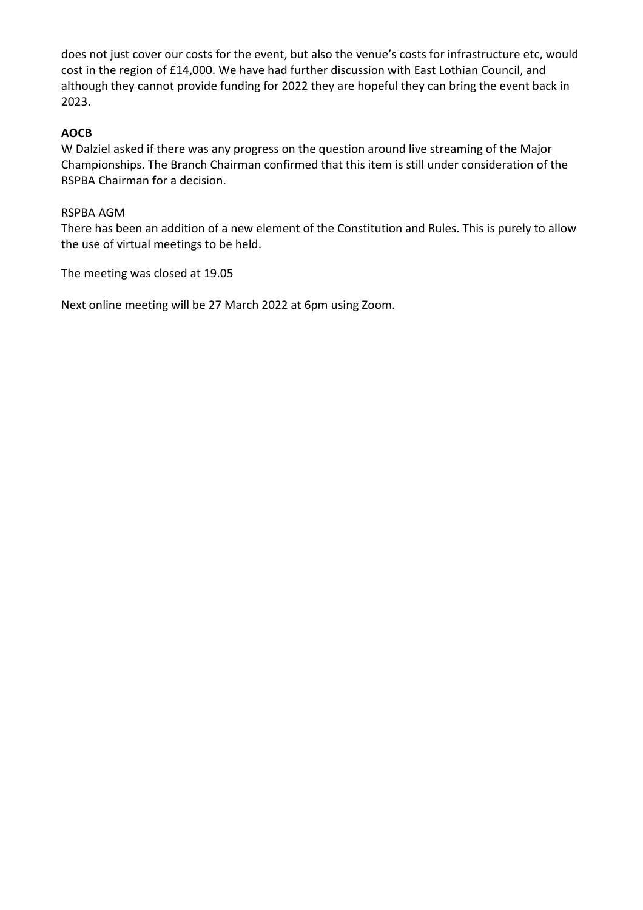does not just cover our costs for the event, but also the venue's costs for infrastructure etc, would cost in the region of £14,000. We have had further discussion with East Lothian Council, and although they cannot provide funding for 2022 they are hopeful they can bring the event back in 2023.

**AOCB**

W Dalziel asked if there was any progress on the question around live streaming of the Major Championships. The Branch Chairman confirmed that this item is still under consideration of the RSPBA Chairman for a decision.

RSPBA AGM

There has been an addition of a new element of the Constitution and Rules. This is purely to allow the use of virtual meetings to be held.

The meeting was closed at 19.05

Next online meeting will be 27 March 2022 at 6pm using Zoom.